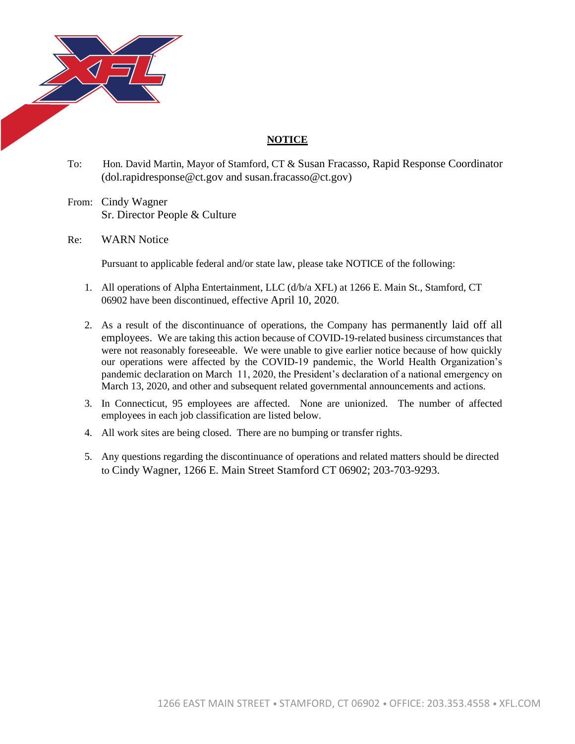**NOTICE**

To: Hon. David Martin, Mayor of Stamford, CT & Susan Fracasso, Rapid Response Coordinator (dol.rapidresponse@ct.gov and susan.fracasso@ct.gov)

From: Cindy Wagner
Sr. Director People & Culture

Re: WARN Notice

Pursuant to applicable federal and/or state law, please take NOTICE of the following:

1. All operations of Alpha Entertainment, LLC (d/b/a XFL) at 1266 E. Main St., Stamford, CT 06902 have been discontinued, effective April 10, 2020.

2. As a result of the discontinuance of operations, the Company has permanently laid off all employees. We are taking this action because of COVID-19-related business circumstances that were not reasonably foreseeable. We were unable to give earlier notice because of how quickly our operations were affected by the COVID-19 pandemic, the World Health Organization's pandemic declaration on March 11, 2020, the President's declaration of a national emergency on March 13, 2020, and other and subsequent related governmental announcements and actions.

3. In Connecticut, 95 employees are affected. None are unionized. The number of affected employees in each job classification are listed below.

4. All work sites are being closed. There are no bumping or transfer rights.

5. Any questions regarding the discontinuance of operations and related matters should be directed to Cindy Wagner, 1266 E. Main Street Stamford CT 06902; 203-703-9293.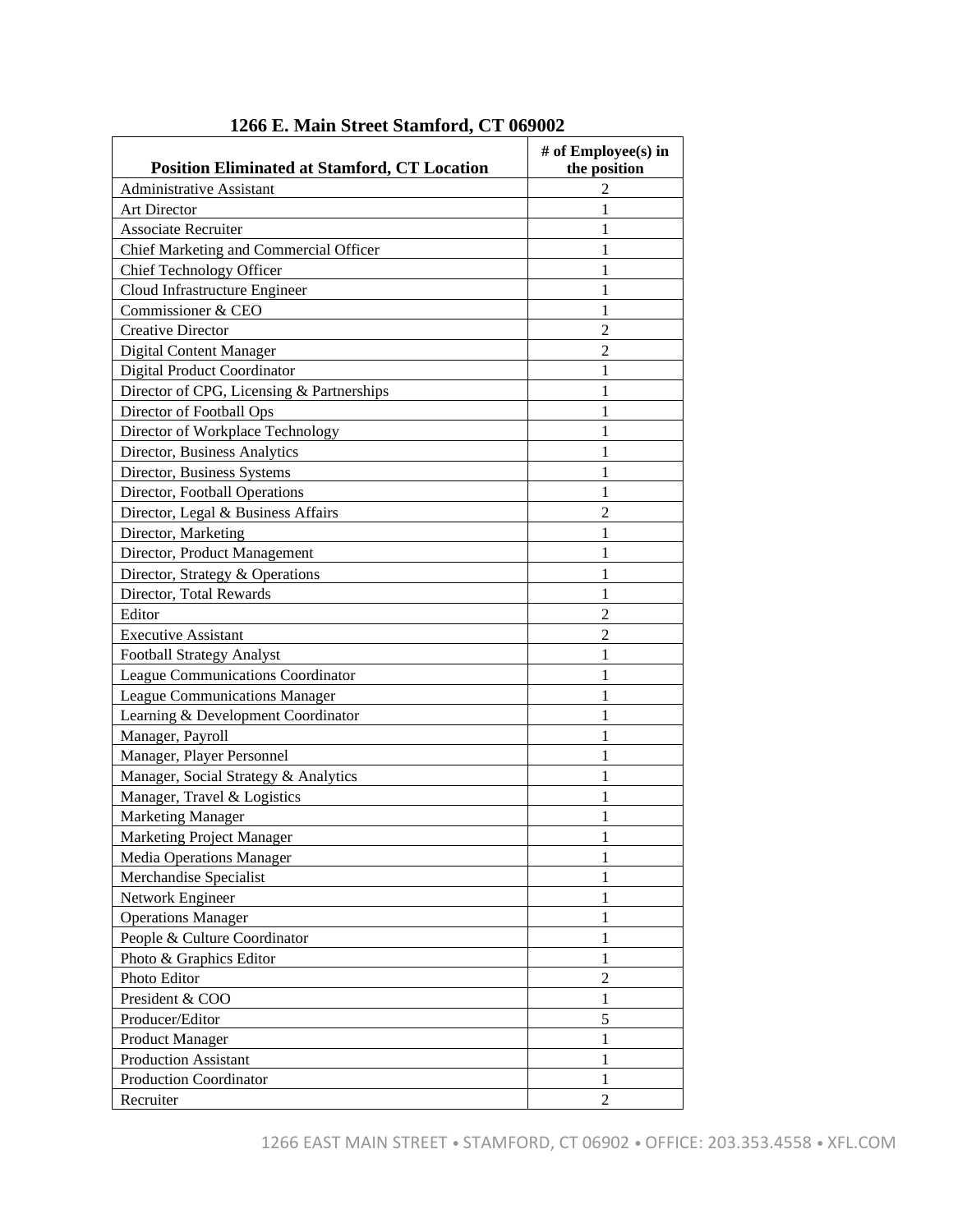**1266 E. Main Street Stamford, CT 069002**

| Position Eliminated at Stamford, CT Location | # of Employee(s) in the position |
| --- | --- |
| Administrative Assistant | 2 |
| Art Director | 1 |
| Associate Recruiter | 1 |
| Chief Marketing and Commercial Officer | 1 |
| Chief Technology Officer | 1 |
| Cloud Infrastructure Engineer | 1 |
| Commissioner & CEO | 1 |
| Creative Director | 2 |
| Digital Content Manager | 2 |
| Digital Product Coordinator | 1 |
| Director of CPG, Licensing & Partnerships | 1 |
| Director of Football Ops | 1 |
| Director of Workplace Technology | 1 |
| Director, Business Analytics | 1 |
| Director, Business Systems | 1 |
| Director, Football Operations | 1 |
| Director, Legal & Business Affairs | 2 |
| Director, Marketing | 1 |
| Director, Product Management | 1 |
| Director, Strategy & Operations | 1 |
| Director, Total Rewards | 1 |
| Editor | 2 |
| Executive Assistant | 2 |
| Football Strategy Analyst | 1 |
| League Communications Coordinator | 1 |
| League Communications Manager | 1 |
| Learning & Development Coordinator | 1 |
| Manager, Payroll | 1 |
| Manager, Player Personnel | 1 |
| Manager, Social Strategy & Analytics | 1 |
| Manager, Travel & Logistics | 1 |
| Marketing Manager | 1 |
| Marketing Project Manager | 1 |
| Media Operations Manager | 1 |
| Merchandise Specialist | 1 |
| Network Engineer | 1 |
| Operations Manager | 1 |
| People & Culture Coordinator | 1 |
| Photo & Graphics Editor | 1 |
| Photo Editor | 2 |
| President & COO | 1 |
| Producer/Editor | 5 |
| Product Manager | 1 |
| Production Assistant | 1 |
| Production Coordinator | 1 |
| Recruiter | 2 |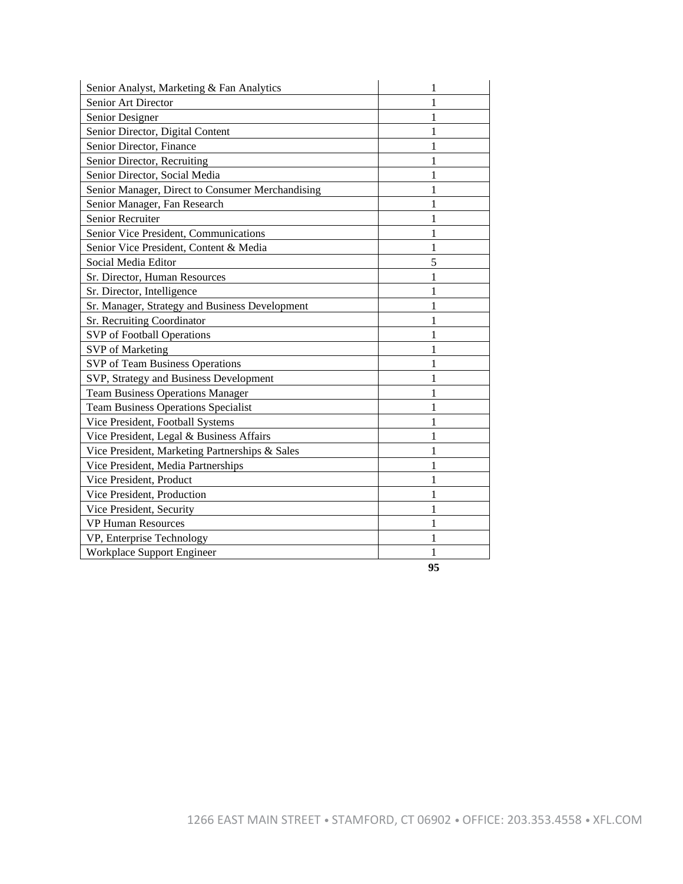| | |
|---|---|
| Senior Analyst, Marketing & Fan Analytics | 1 |
| Senior Art Director | 1 |
| Senior Designer | 1 |
| Senior Director, Digital Content | 1 |
| Senior Director, Finance | 1 |
| Senior Director, Recruiting | 1 |
| Senior Director, Social Media | 1 |
| Senior Manager, Direct to Consumer Merchandising | 1 |
| Senior Manager, Fan Research | 1 |
| Senior Recruiter | 1 |
| Senior Vice President, Communications | 1 |
| Senior Vice President, Content & Media | 1 |
| Social Media Editor | 5 |
| Sr. Director, Human Resources | 1 |
| Sr. Director, Intelligence | 1 |
| Sr. Manager, Strategy and Business Development | 1 |
| Sr. Recruiting Coordinator | 1 |
| SVP of Football Operations | 1 |
| SVP of Marketing | 1 |
| SVP of Team Business Operations | 1 |
| SVP, Strategy and Business Development | 1 |
| Team Business Operations Manager | 1 |
| Team Business Operations Specialist | 1 |
| Vice President, Football Systems | 1 |
| Vice President, Legal & Business Affairs | 1 |
| Vice President, Marketing Partnerships & Sales | 1 |
| Vice President, Media Partnerships | 1 |
| Vice President, Product | 1 |
| Vice President, Production | 1 |
| Vice President, Security | 1 |
| VP Human Resources | 1 |
| VP, Enterprise Technology | 1 |
| Workplace Support Engineer | 1 |
| | **95** |

1266 EAST MAIN STREET • STAMFORD, CT 06902 • OFFICE: 203.353.4558 • XFL.COM